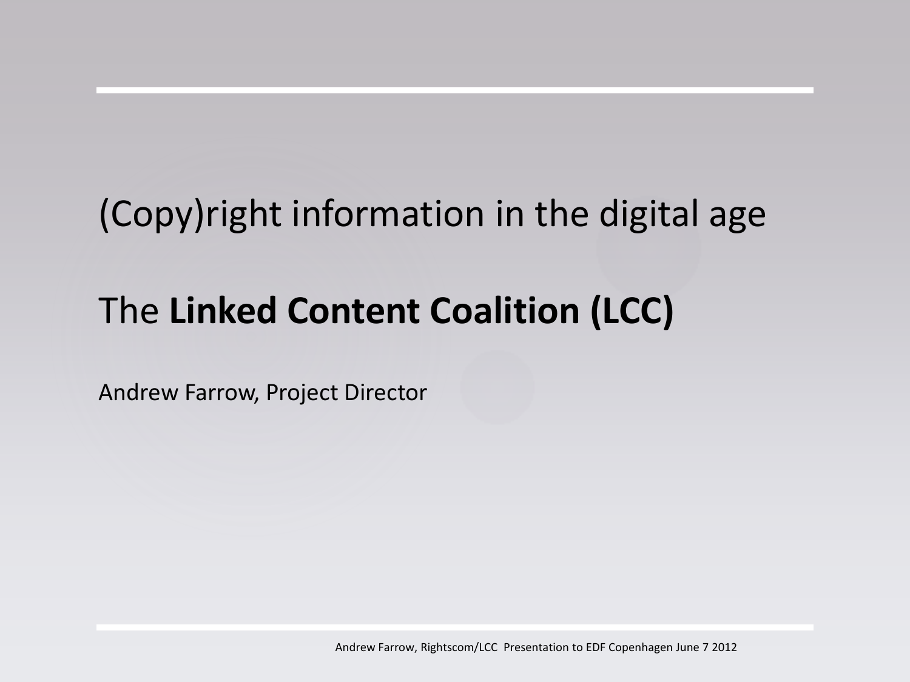# (Copy)right information in the digital age

## The **Linked Content Coalition (LCC)**

Andrew Farrow, Project Director

Andrew Farrow, Rightscom/LCC Presentation to EDF Copenhagen June 7 2012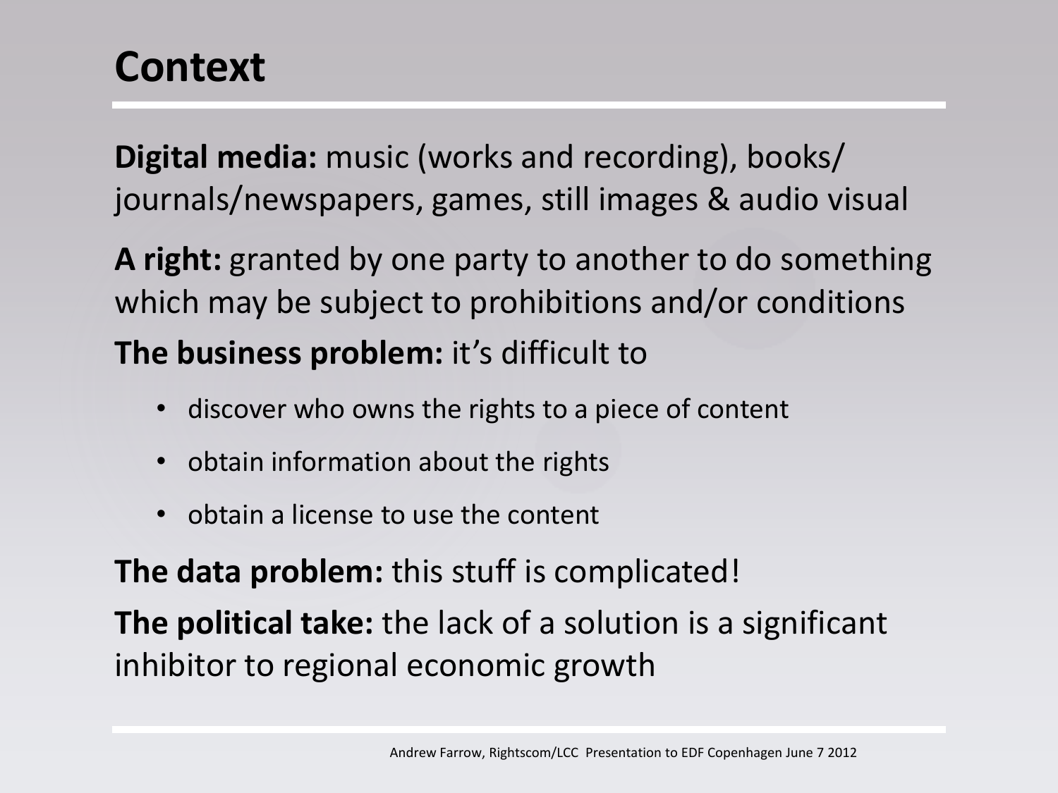# Context

**Digital media:** music (works and recording), books/ journals/newspapers, games, still images & audio visual

**A right:** granted by one party to another to do something which may be subject to prohibitions and/or conditions

**The business problem:** it's difficult to

- discover who owns the rights to a piece of content
- obtain information about the rights
- obtain a license to use the content

**The data problem:** this stuff is complicated!

**The political take:** the lack of a solution is a significant inhibitor to regional economic growth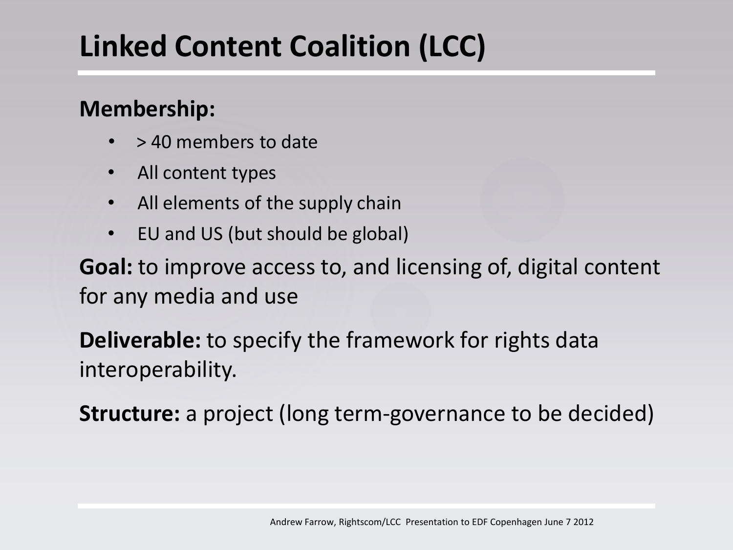# Linked Content Coalition (LCC)

**Membership:**

- > 40 members to date
- All content types
- All elements of the supply chain
- EU and US (but should be global)

**Goal:** to improve access to, and licensing of, digital content for any media and use

**Deliverable:** to specify the framework for rights data interoperability.

**Structure:** a project (long term-governance to be decided)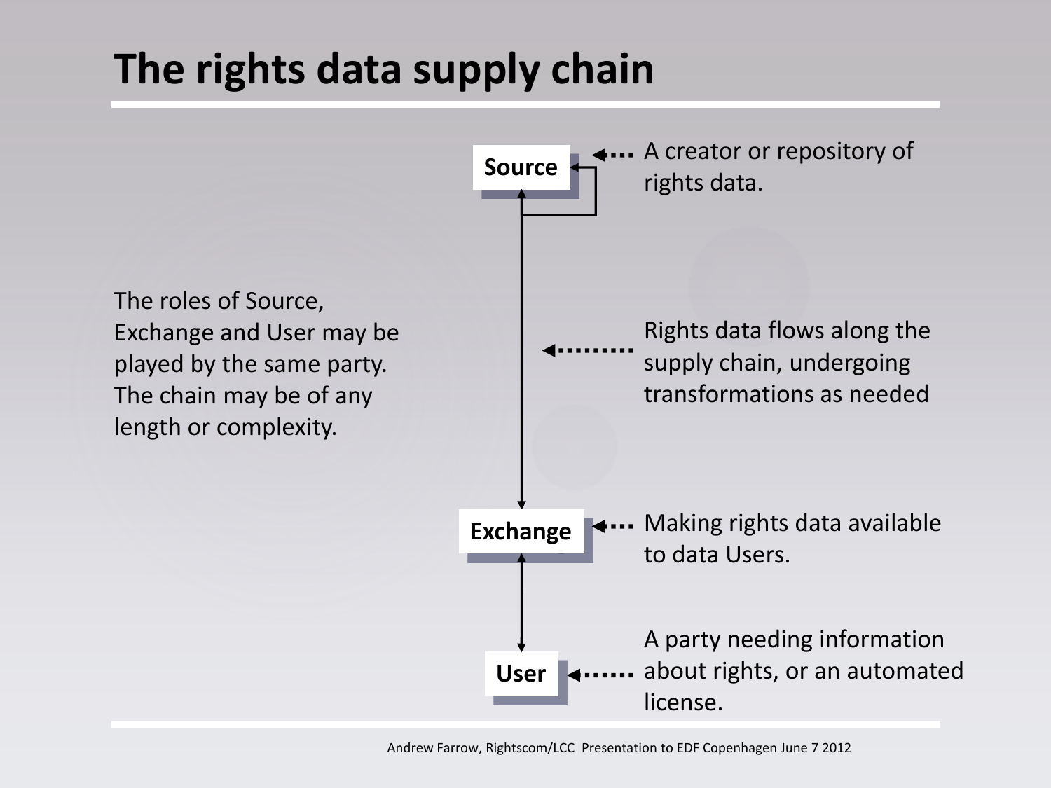# The rights data supply chain

The roles of Source, Exchange and User may be played by the same party. The chain may be of any length or complexity.

**Source** — A creator or repository of rights data.

Rights data flows along the supply chain, undergoing transformations as needed

**Exchange** — Making rights data available to data Users.

**User** — A party needing information about rights, or an automated license.

Andrew Farrow, Rightscom/LCC Presentation to EDF Copenhagen June 7 2012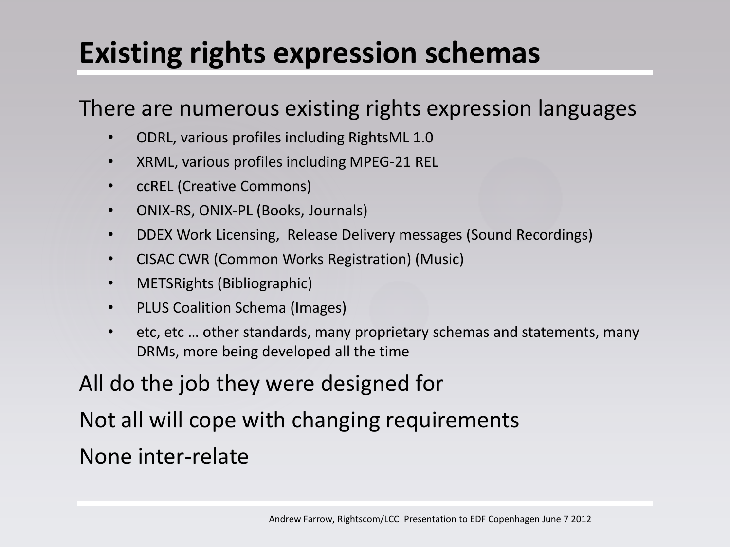# Existing rights expression schemas

There are numerous existing rights expression languages

- ODRL, various profiles including RightsML 1.0
- XRML, various profiles including MPEG-21 REL
- ccREL (Creative Commons)
- ONIX-RS, ONIX-PL (Books, Journals)
- DDEX Work Licensing, Release Delivery messages (Sound Recordings)
- CISAC CWR (Common Works Registration) (Music)
- METSRights (Bibliographic)
- PLUS Coalition Schema (Images)
- etc, etc … other standards, many proprietary schemas and statements, many DRMs, more being developed all the time

All do the job they were designed for

Not all will cope with changing requirements

None inter-relate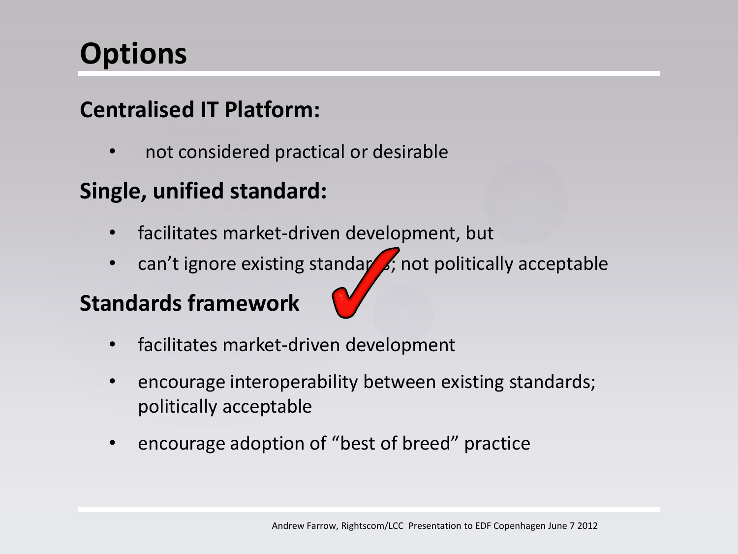# Options

## Centralised IT Platform:

- not considered practical or desirable

## Single, unified standard:

- facilitates market-driven development, but
- can't ignore existing standards; not politically acceptable

## Standards framework

- facilitates market-driven development
- encourage interoperability between existing standards; politically acceptable
- encourage adoption of "best of breed" practice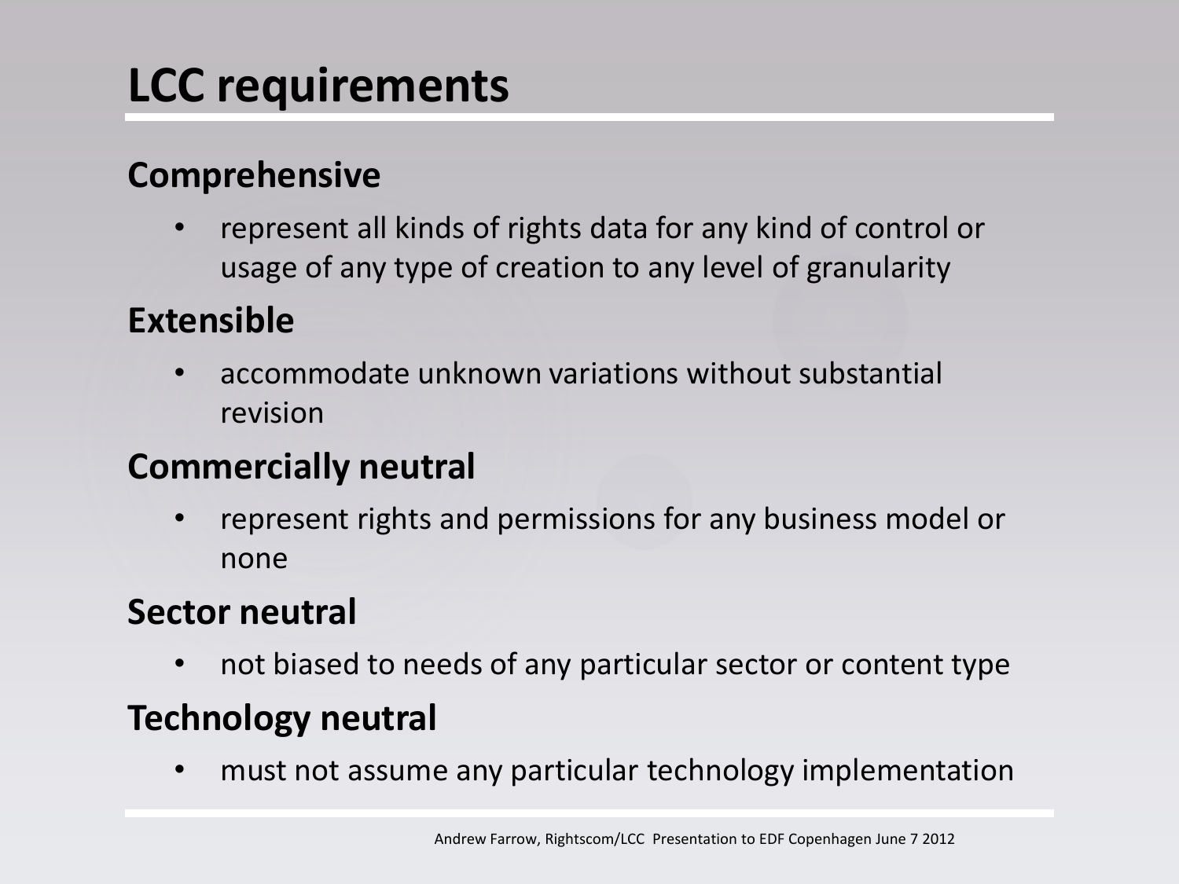# LCC requirements

## Comprehensive

- represent all kinds of rights data for any kind of control or usage of any type of creation to any level of granularity

## Extensible

- accommodate unknown variations without substantial revision

## Commercially neutral

- represent rights and permissions for any business model or none

## Sector neutral

- not biased to needs of any particular sector or content type

## Technology neutral

- must not assume any particular technology implementation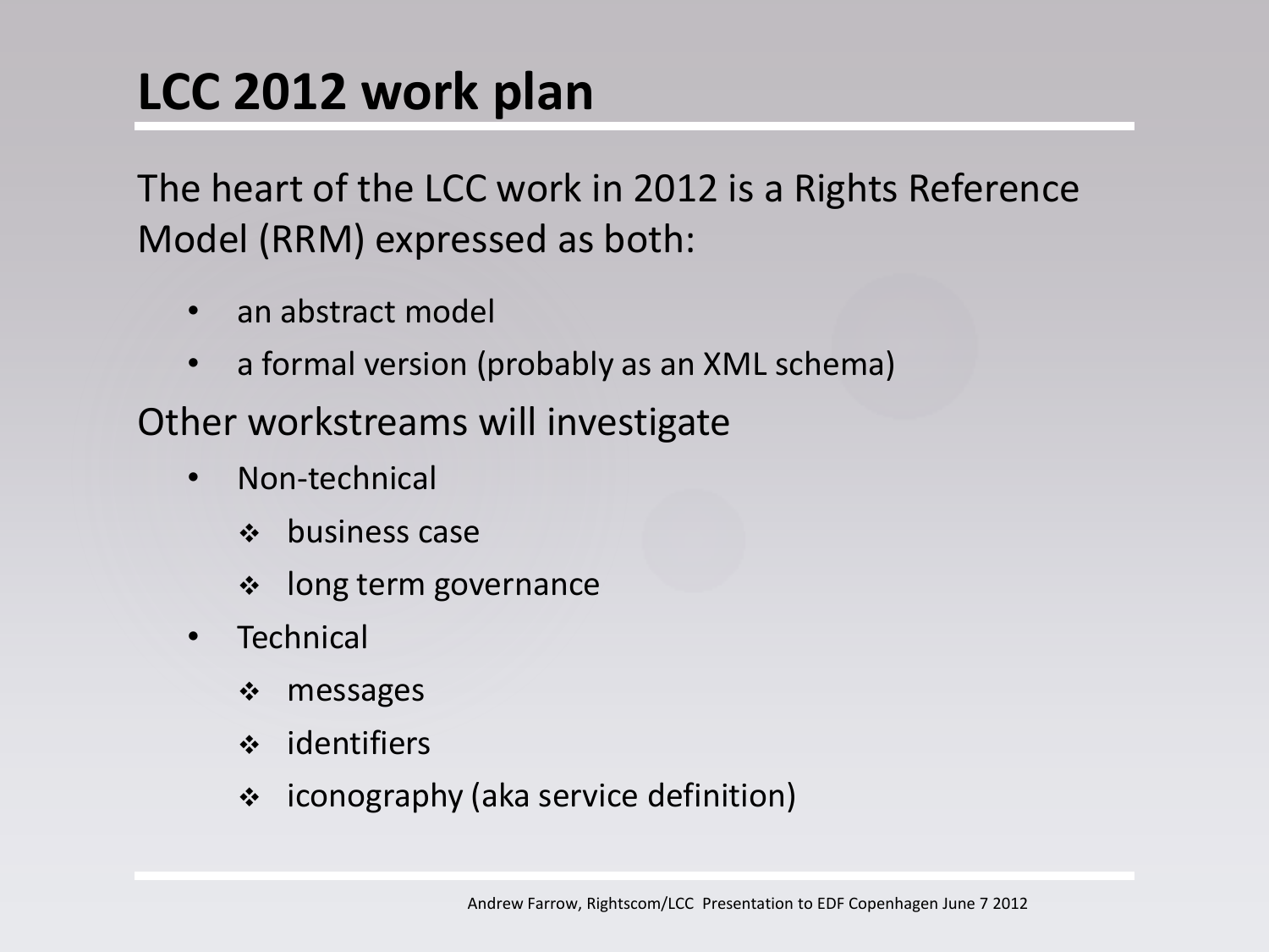# LCC 2012 work plan

The heart of the LCC work in 2012 is a Rights Reference Model (RRM) expressed as both:

- an abstract model
- a formal version (probably as an XML schema)

Other workstreams will investigate

- Non-technical
  - business case
  - long term governance
- Technical
  - messages
  - identifiers
  - iconography (aka service definition)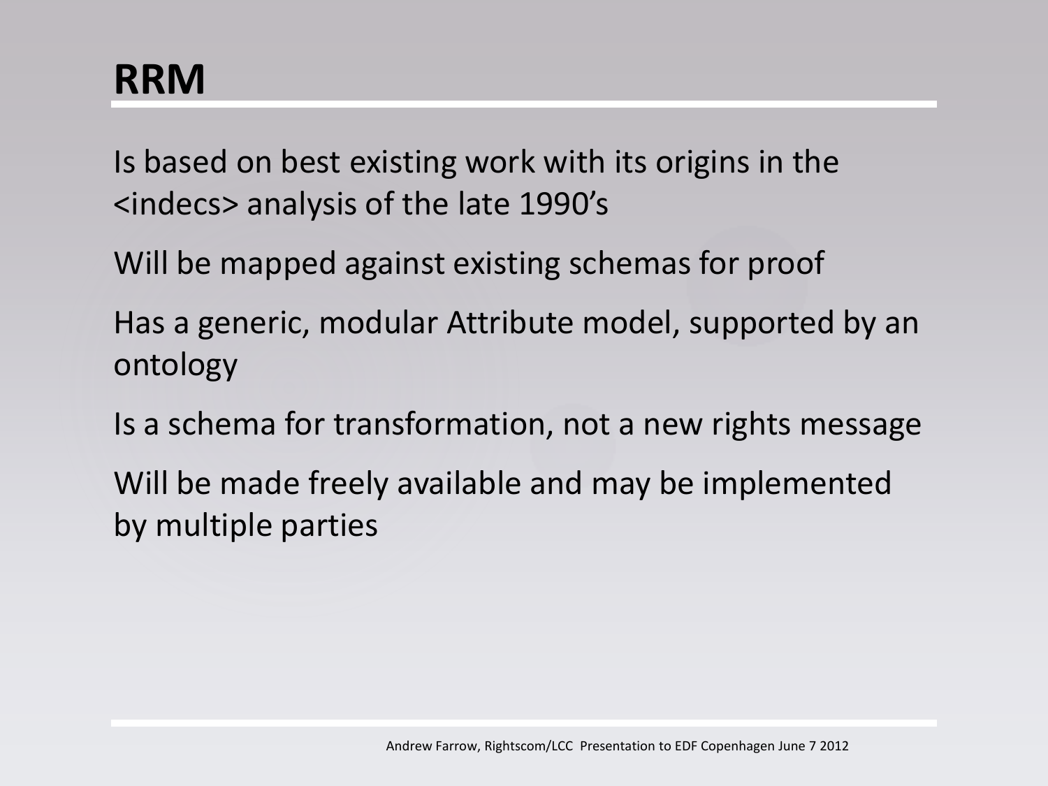# RRM

Is based on best existing work with its origins in the <indecs> analysis of the late 1990's

Will be mapped against existing schemas for proof

Has a generic, modular Attribute model, supported by an ontology

Is a schema for transformation, not a new rights message

Will be made freely available and may be implemented by multiple parties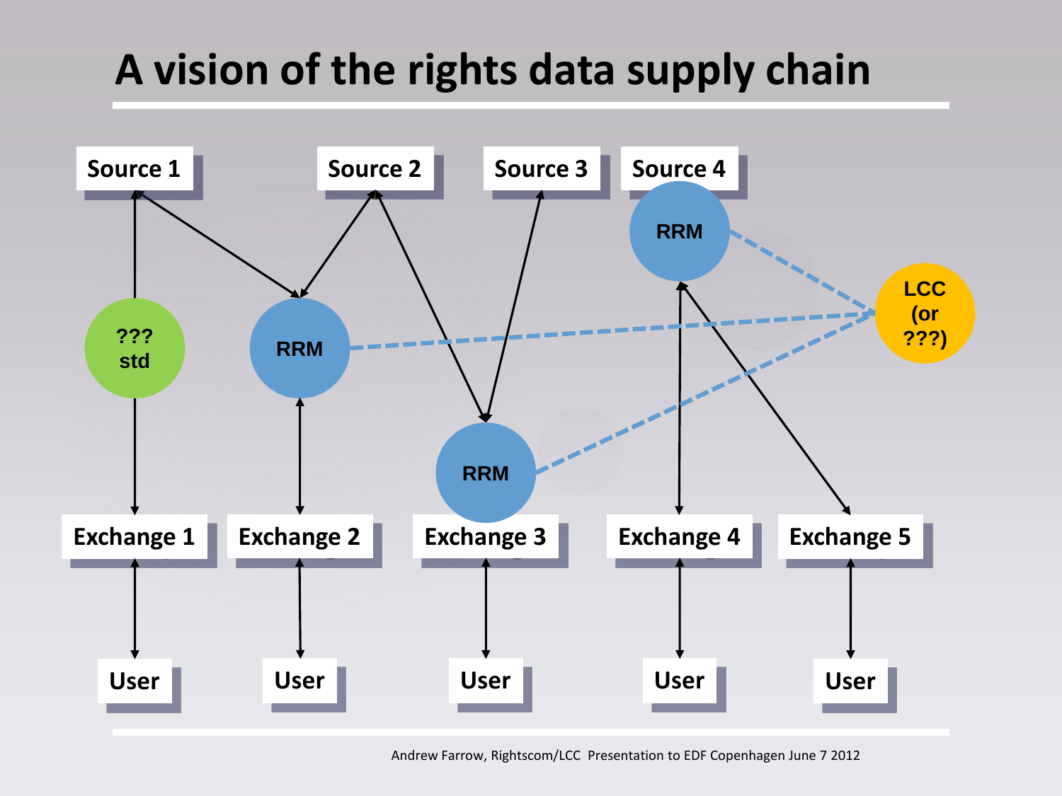# A vision of the rights data supply chain

Source 1 | Source 2 | Source 3 | Source 4

??? std | RRM | RRM | RRM | LCC (or ???)

Exchange 1 | Exchange 2 | Exchange 3 | Exchange 4 | Exchange 5

User | User | User | User | User

Andrew Farrow, Rightscom/LCC Presentation to EDF Copenhagen June 7 2012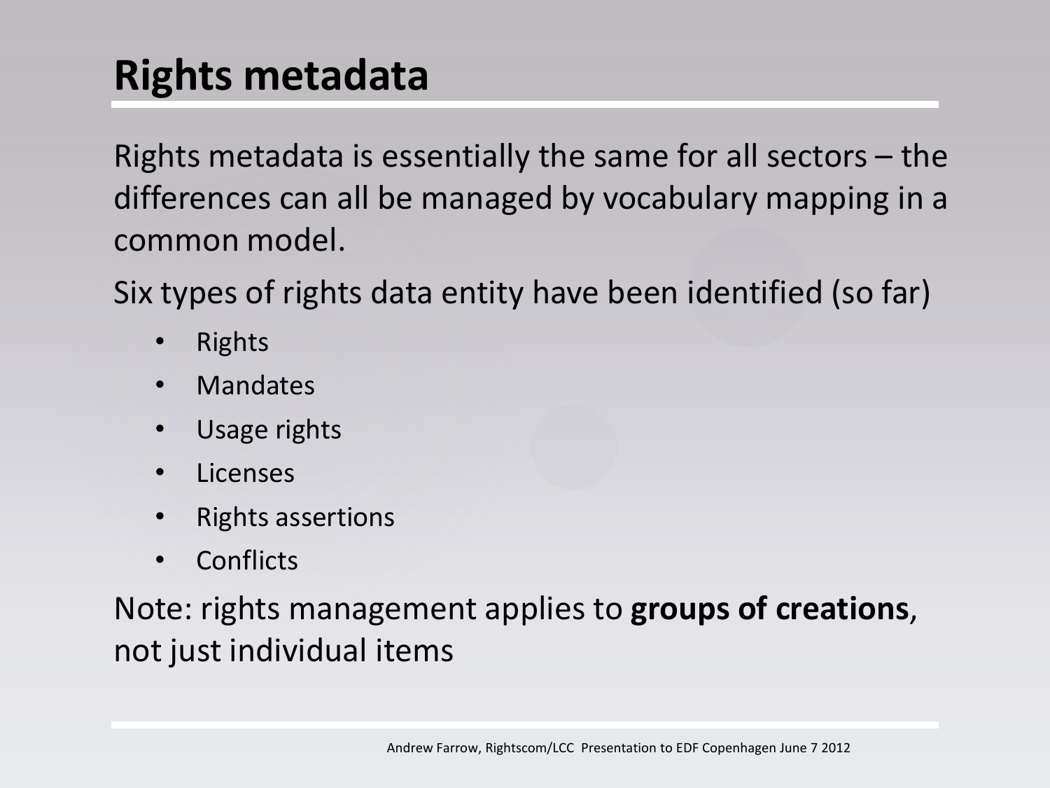# Rights metadata

Rights metadata is essentially the same for all sectors – the differences can all be managed by vocabulary mapping in a common model.

Six types of rights data entity have been identified (so far)

- Rights
- Mandates
- Usage rights
- Licenses
- Rights assertions
- Conflicts

Note: rights management applies to **groups of creations**, not just individual items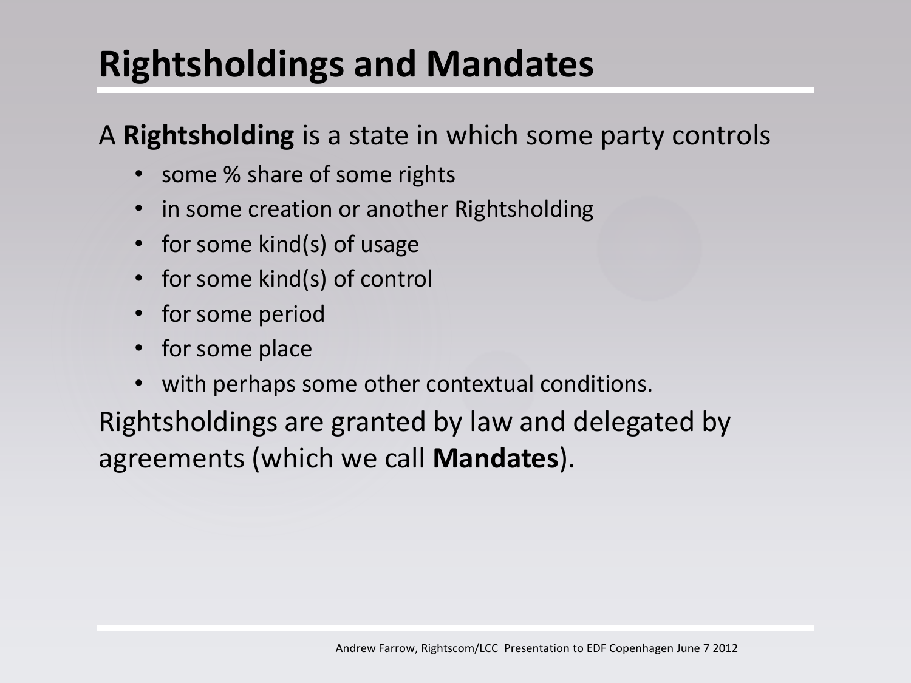# Rightsholdings and Mandates

A **Rightsholding** is a state in which some party controls

- some % share of some rights
- in some creation or another Rightsholding
- for some kind(s) of usage
- for some kind(s) of control
- for some period
- for some place
- with perhaps some other contextual conditions.

Rightsholdings are granted by law and delegated by agreements (which we call **Mandates**).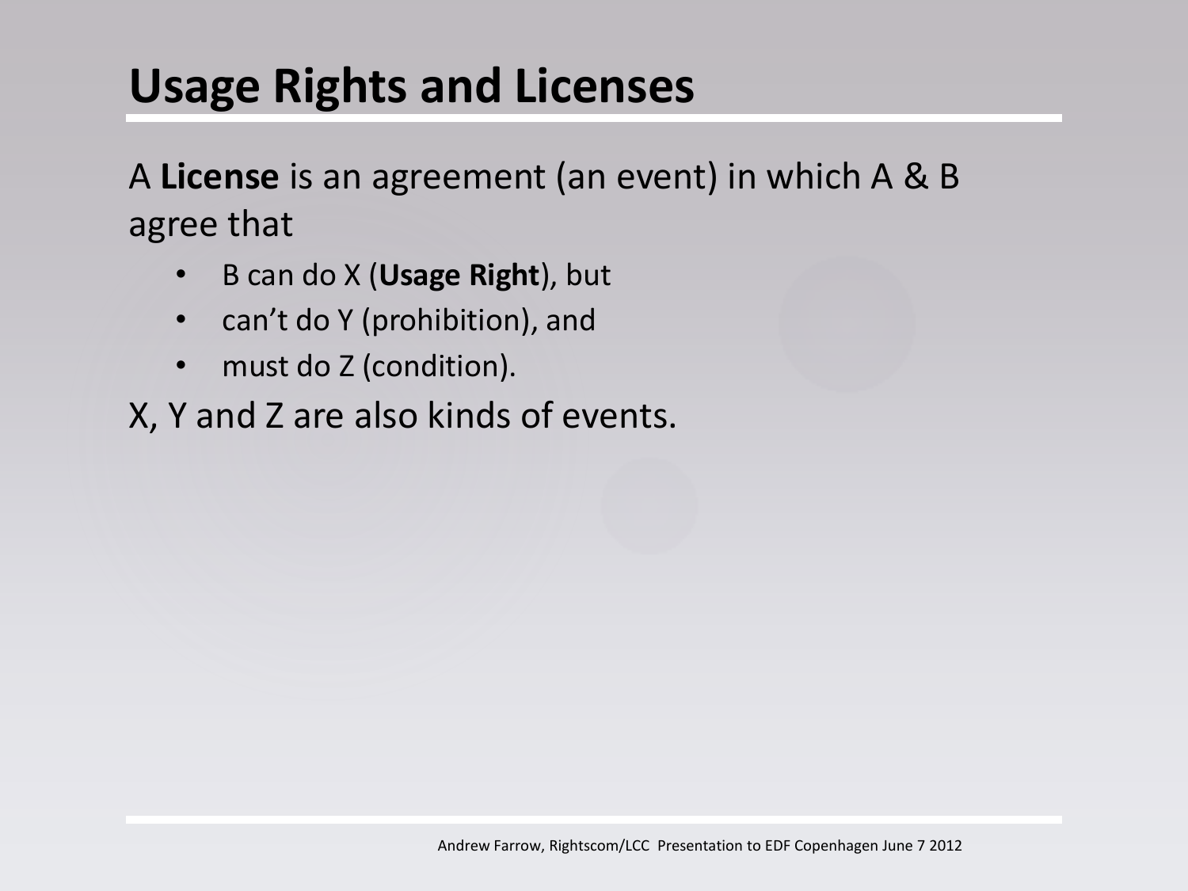# Usage Rights and Licenses

A **License** is an agreement (an event) in which A & B agree that

- B can do X (**Usage Right**), but
- can't do Y (prohibition), and
- must do Z (condition).

X, Y and Z are also kinds of events.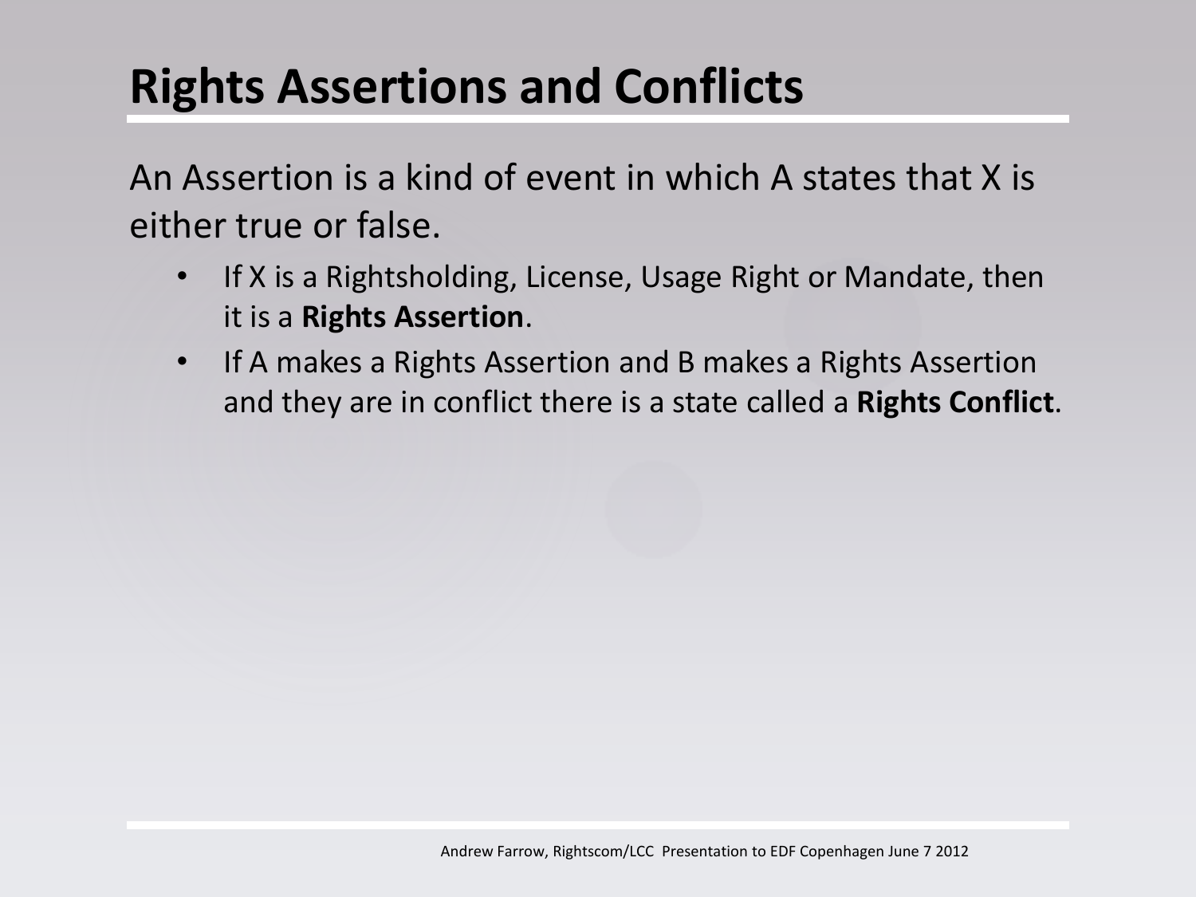# Rights Assertions and Conflicts

An Assertion is a kind of event in which A states that X is either true or false.

- If X is a Rightsholding, License, Usage Right or Mandate, then it is a **Rights Assertion**.
- If A makes a Rights Assertion and B makes a Rights Assertion and they are in conflict there is a state called a **Rights Conflict**.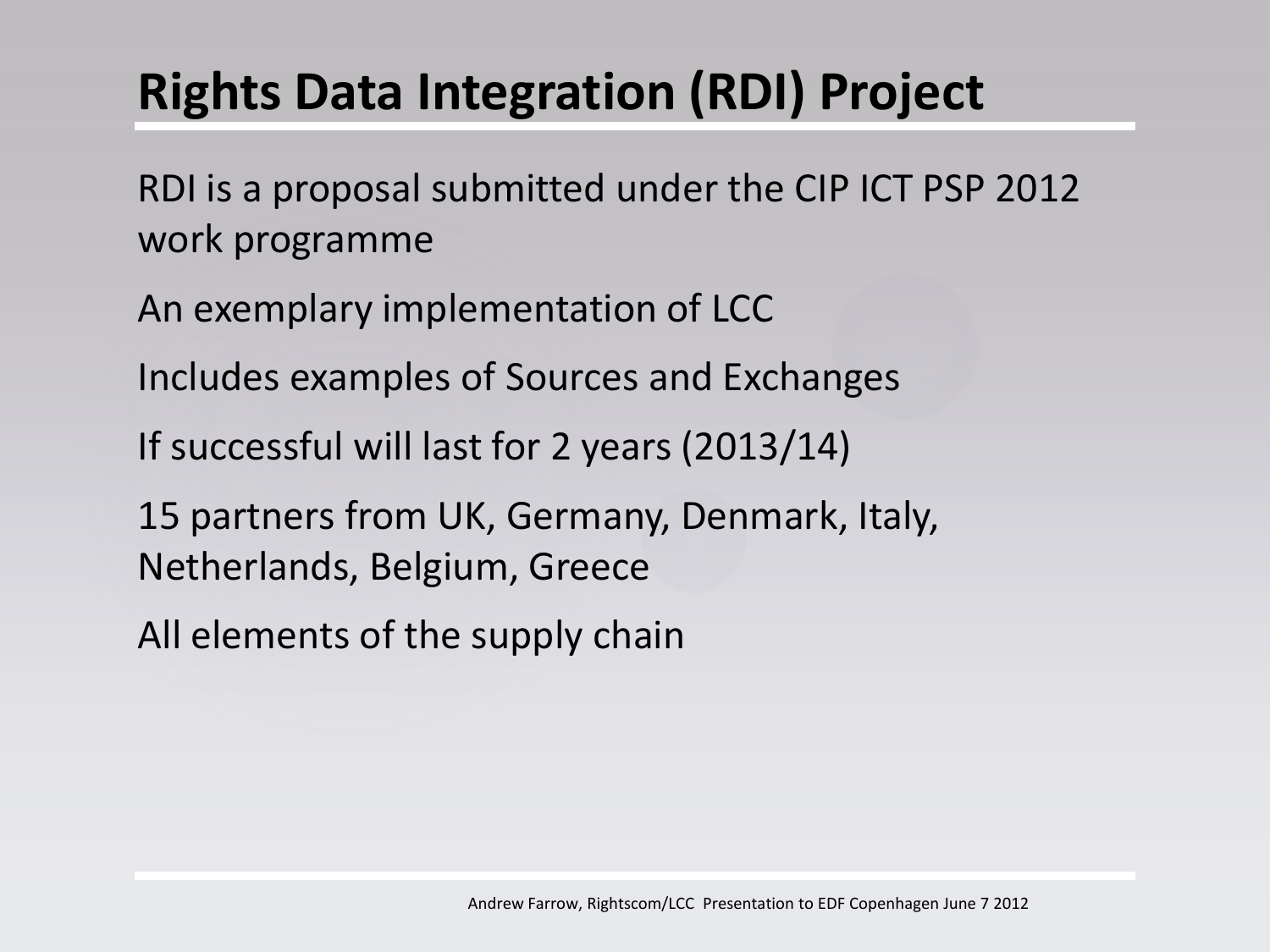# Rights Data Integration (RDI) Project

RDI is a proposal submitted under the CIP ICT PSP 2012 work programme

An exemplary implementation of LCC

Includes examples of Sources and Exchanges

If successful will last for 2 years (2013/14)

15 partners from UK, Germany, Denmark, Italy, Netherlands, Belgium, Greece

All elements of the supply chain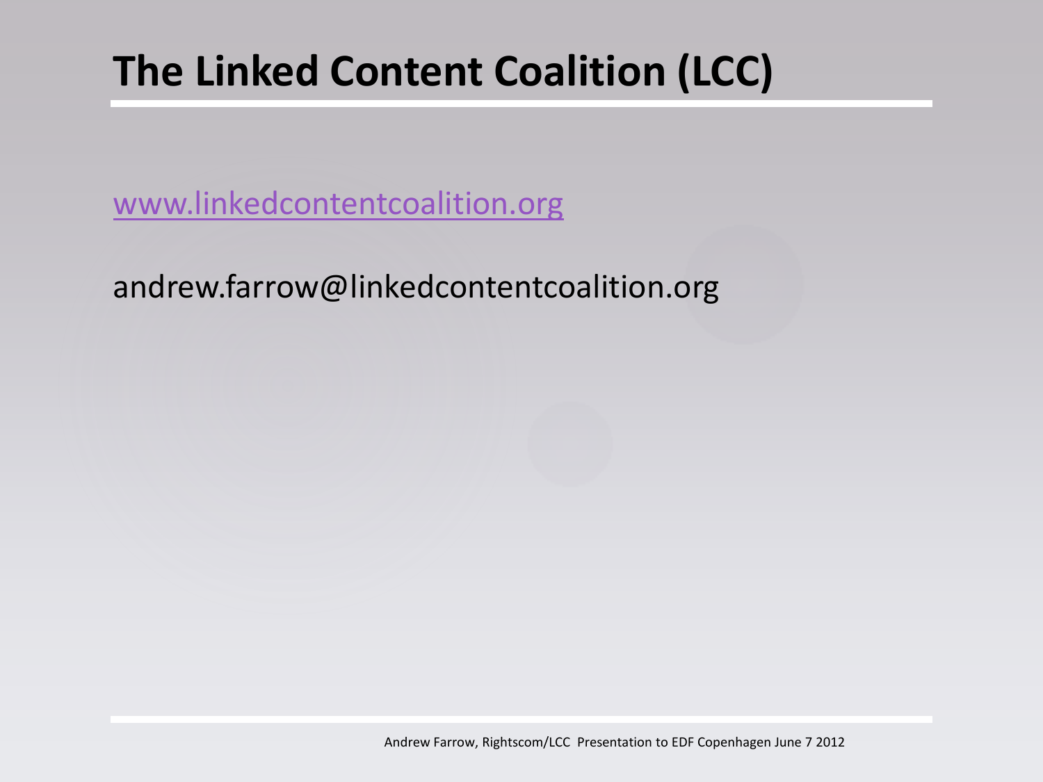# The Linked Content Coalition (LCC)

www.linkedcontentcoalition.org

andrew.farrow@linkedcontentcoalition.org